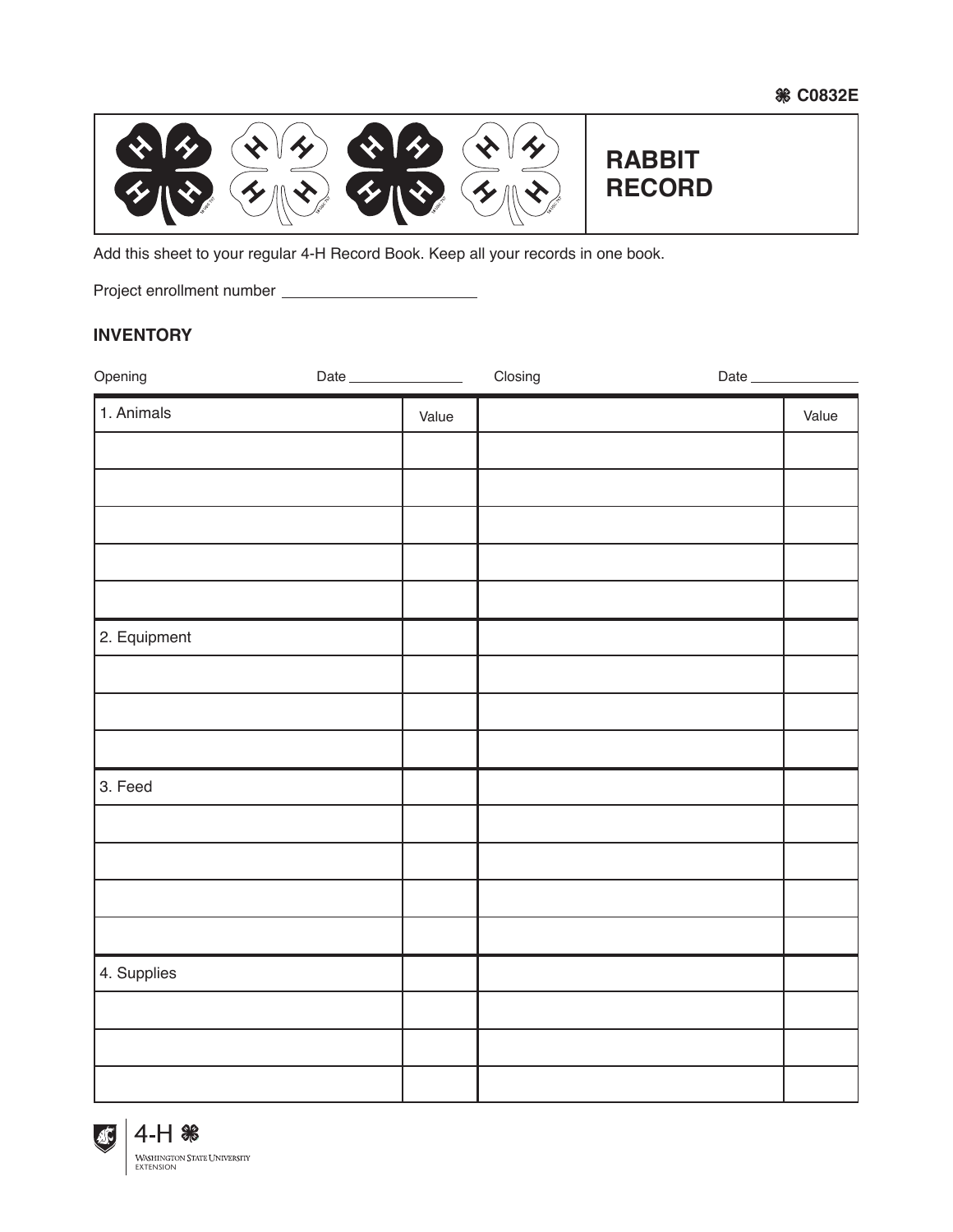C0832E

# RABBIT RECORD

Add this sheet to your regular 4-H Record Book. Keep all your records in one book.

Project enrollment number ______________________

## INVENTORY

| Opening | Date ______________ | Closing | Date ______________ |
|---|---|---|---|
| 1. Animals | Value | | Value |
| | | | |
| | | | |
| | | | |
| | | | |
| | | | |
| 2. Equipment | | | |
| | | | |
| | | | |
| | | | |
| 3. Feed | | | |
| | | | |
| | | | |
| | | | |
| | | | |
| 4. Supplies | | | |
| | | | |
| | | | |
| | | | |

4-H
Washington State University
Extension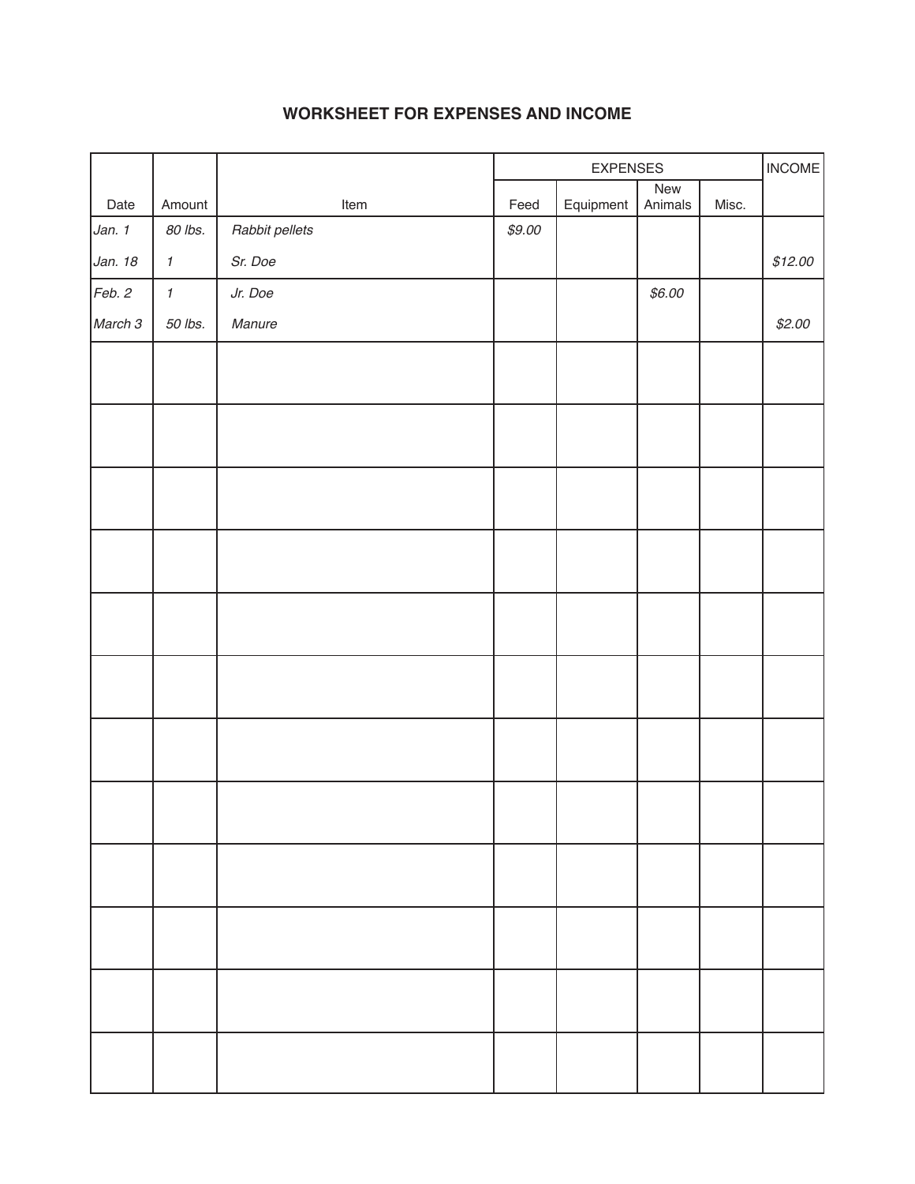## WORKSHEET FOR EXPENSES AND INCOME

| | | | EXPENSES | | | | INCOME |
|---|---|---|---|---|---|---|---|
| Date | Amount | Item | Feed | Equipment | New Animals | Misc. | |
| *Jan. 1* | *80 lbs.* | *Rabbit pellets* | *$9.00* | | | | |
| *Jan. 18* | *1* | *Sr. Doe* | | | | | *$12.00* |
| *Feb. 2* | *1* | *Jr. Doe* | | | *$6.00* | | |
| *March 3* | *50 lbs.* | *Manure* | | | | | *$2.00* |
| | | | | | | | |
| | | | | | | | |
| | | | | | | | |
| | | | | | | | |
| | | | | | | | |
| | | | | | | | |
| | | | | | | | |
| | | | | | | | |
| | | | | | | | |
| | | | | | | | |
| | | | | | | | |
| | | | | | | | |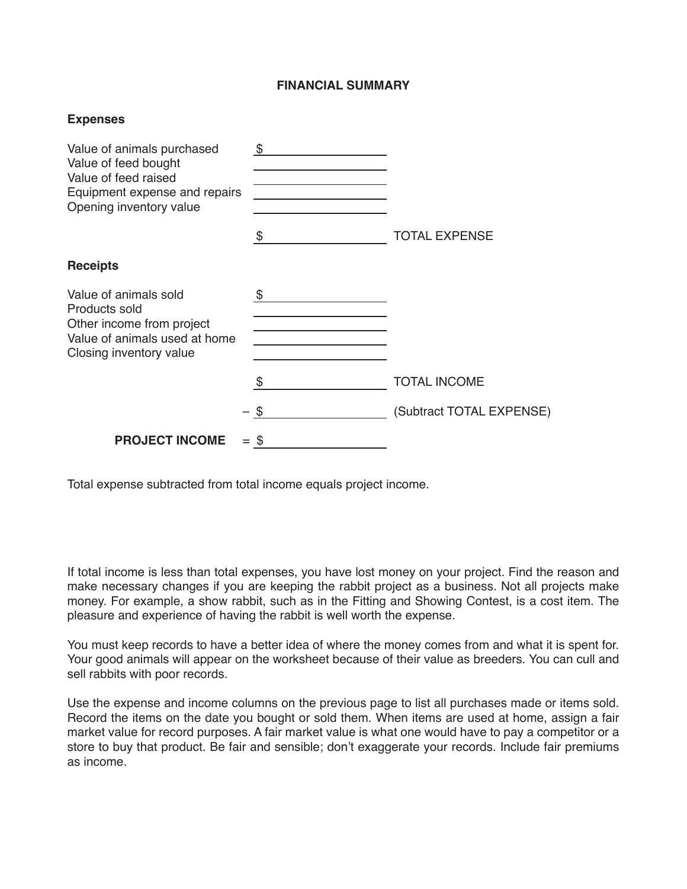# FINANCIAL SUMMARY

**Expenses**

| | | |
|---|---|---|
| Value of animals purchased | $ ________ | |
| Value of feed bought | ________ | |
| Value of feed raised | ________ | |
| Equipment expense and repairs | ________ | |
| Opening inventory value | ________ | |
| | $ ________ | TOTAL EXPENSE |

**Receipts**

| | | |
|---|---|---|
| Value of animals sold | $ ________ | |
| Products sold | ________ | |
| Other income from project | ________ | |
| Value of animals used at home | ________ | |
| Closing inventory value | ________ | |
| | $ ________ | TOTAL INCOME |
| | – $ ________ | (Subtract TOTAL EXPENSE) |
| **PROJECT INCOME** | = $ ________ | |

Total expense subtracted from total income equals project income.

If total income is less than total expenses, you have lost money on your project. Find the reason and make necessary changes if you are keeping the rabbit project as a business. Not all projects make money. For example, a show rabbit, such as in the Fitting and Showing Contest, is a cost item. The pleasure and experience of having the rabbit is well worth the expense.

You must keep records to have a better idea of where the money comes from and what it is spent for. Your good animals will appear on the worksheet because of their value as breeders. You can cull and sell rabbits with poor records.

Use the expense and income columns on the previous page to list all purchases made or items sold. Record the items on the date you bought or sold them. When items are used at home, assign a fair market value for record purposes. A fair market value is what one would have to pay a competitor or a store to buy that product. Be fair and sensible; don't exaggerate your records. Include fair premiums as income.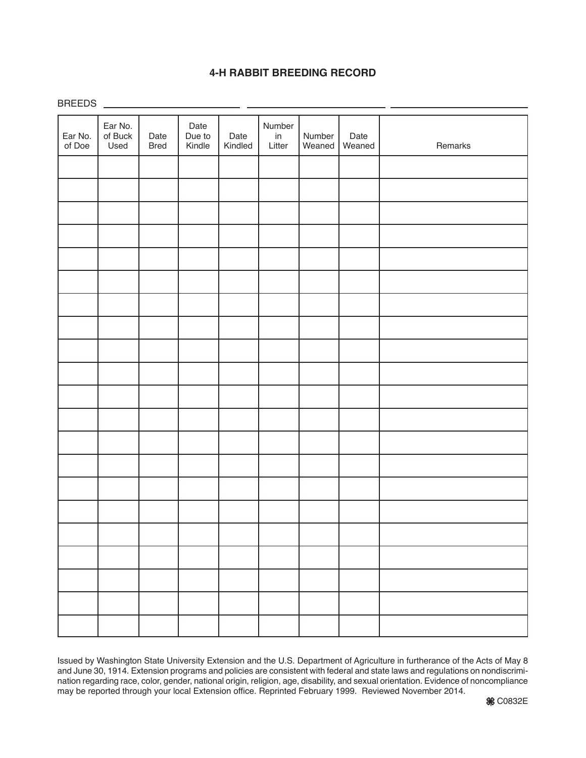# 4-H RABBIT BREEDING RECORD

BREEDS ______________________ ______________________ ______________________

| Ear No. of Doe | Ear No. of Buck Used | Date Bred | Date Due to Kindle | Date Kindled | Number in Litter | Number Weaned | Date Weaned | Remarks |
|---|---|---|---|---|---|---|---|---|
| | | | | | | | | |
| | | | | | | | | |
| | | | | | | | | |
| | | | | | | | | |
| | | | | | | | | |
| | | | | | | | | |
| | | | | | | | | |
| | | | | | | | | |
| | | | | | | | | |
| | | | | | | | | |
| | | | | | | | | |
| | | | | | | | | |
| | | | | | | | | |
| | | | | | | | | |
| | | | | | | | | |
| | | | | | | | | |
| | | | | | | | | |
| | | | | | | | | |
| | | | | | | | | |
| | | | | | | | | |
| | | | | | | | | |

Issued by Washington State University Extension and the U.S. Department of Agriculture in furtherance of the Acts of May 8 and June 30, 1914. Extension programs and policies are consistent with federal and state laws and regulations on nondiscrimination regarding race, color, gender, national origin, religion, age, disability, and sexual orientation. Evidence of noncompliance may be reported through your local Extension office. Reprinted February 1999. Reviewed November 2014.

C0832E